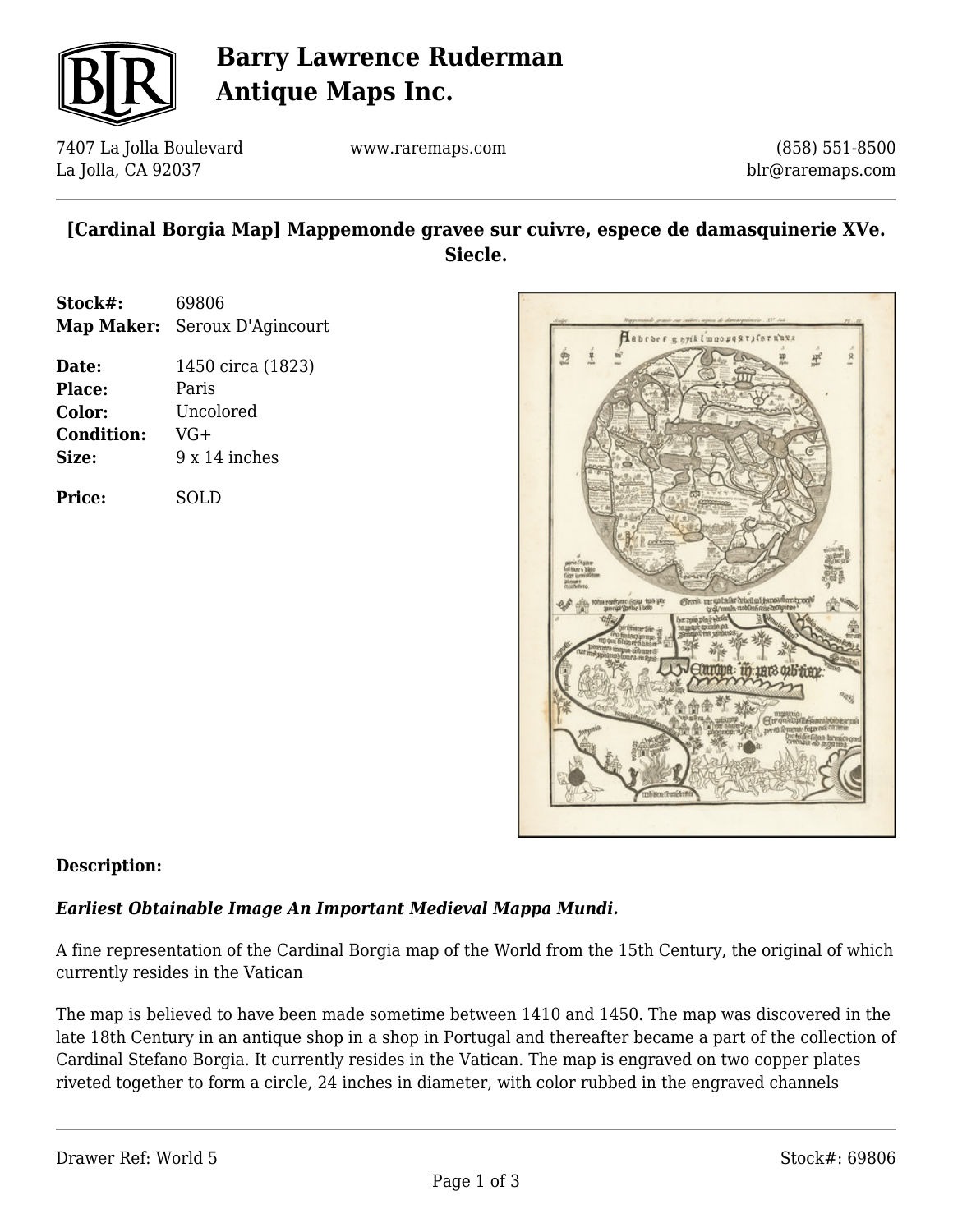# Barry Lawrence Ruderman Antique Maps Inc.

7407 La Jolla Boulevard
La Jolla, CA 92037

www.raremaps.com

(858) 551-8500
blr@raremaps.com

## [Cardinal Borgia Map] Mappemonde gravee sur cuivre, espece de damasquinerie XVe. Siecle.

| | |
|---|---|
| **Stock#:** | 69806 |
| **Map Maker:** | Seroux D'Agincourt |
| **Date:** | 1450 circa (1823) |
| **Place:** | Paris |
| **Color:** | Uncolored |
| **Condition:** | VG+ |
| **Size:** | 9 x 14 inches |
| **Price:** | SOLD |

**Description:**

***Earliest Obtainable Image An Important Medieval Mappa Mundi.***

A fine representation of the Cardinal Borgia map of the World from the 15th Century, the original of which currently resides in the Vatican

The map is believed to have been made sometime between 1410 and 1450. The map was discovered in the late 18th Century in an antique shop in a shop in Portugal and thereafter became a part of the collection of Cardinal Stefano Borgia. It currently resides in the Vatican. The map is engraved on two copper plates riveted together to form a circle, 24 inches in diameter, with color rubbed in the engraved channels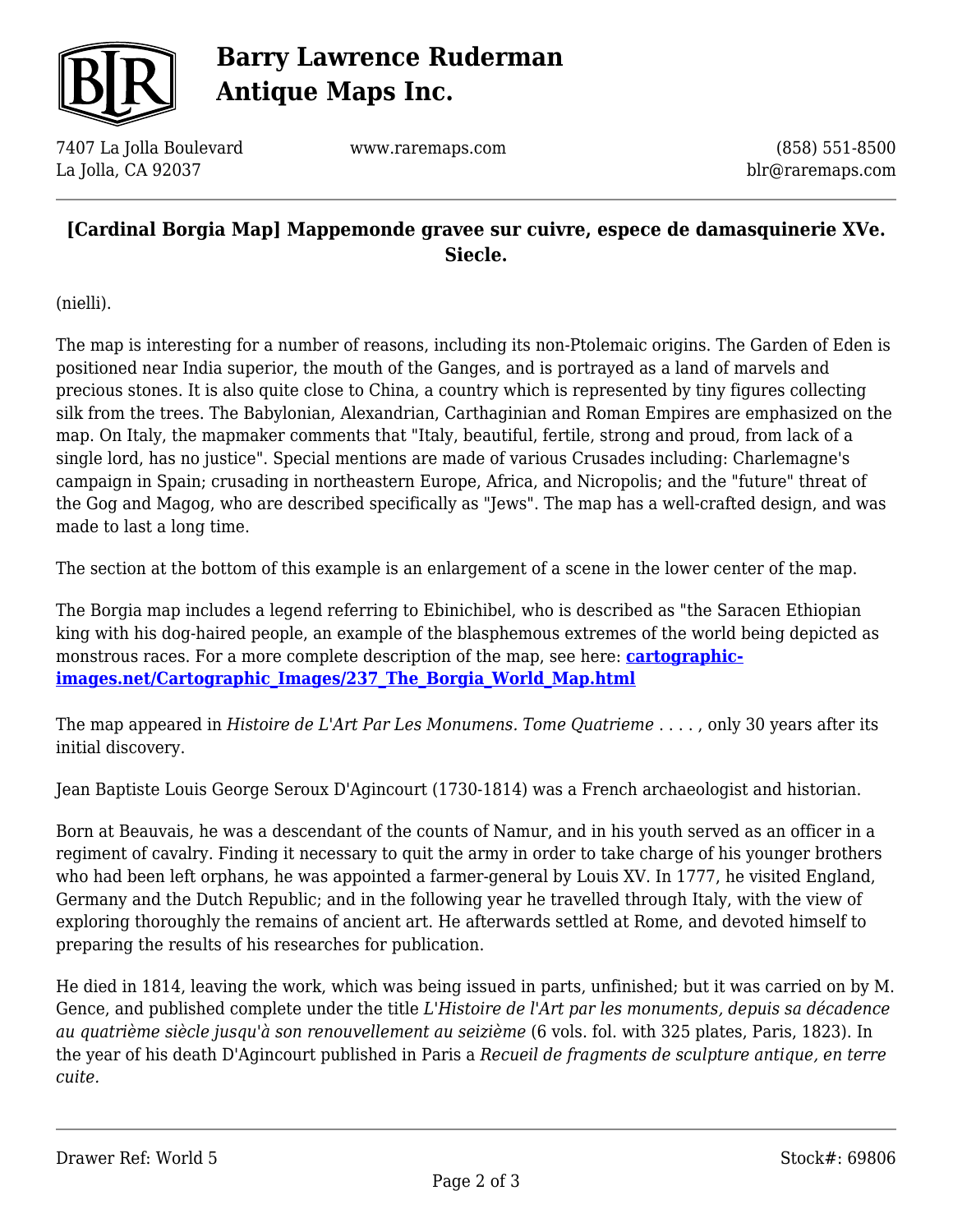## [Cardinal Borgia Map] Mappemonde gravee sur cuivre, espece de damasquinerie XVe. Siecle.

(nielli).

The map is interesting for a number of reasons, including its non-Ptolemaic origins. The Garden of Eden is positioned near India superior, the mouth of the Ganges, and is portrayed as a land of marvels and precious stones. It is also quite close to China, a country which is represented by tiny figures collecting silk from the trees. The Babylonian, Alexandrian, Carthaginian and Roman Empires are emphasized on the map. On Italy, the mapmaker comments that "Italy, beautiful, fertile, strong and proud, from lack of a single lord, has no justice". Special mentions are made of various Crusades including: Charlemagne's campaign in Spain; crusading in northeastern Europe, Africa, and Nicropolis; and the "future" threat of the Gog and Magog, who are described specifically as "Jews". The map has a well-crafted design, and was made to last a long time.

The section at the bottom of this example is an enlargement of a scene in the lower center of the map.

The Borgia map includes a legend referring to Ebinichibel, who is described as "the Saracen Ethiopian king with his dog-haired people, an example of the blasphemous extremes of the world being depicted as monstrous races. For a more complete description of the map, see here: **[cartographic-images.net/Cartographic_Images/237_The_Borgia_World_Map.html](cartographic-images.net/Cartographic_Images/237_The_Borgia_World_Map.html)**

The map appeared in *Histoire de L'Art Par Les Monumens. Tome Quatrieme* . . . . , only 30 years after its initial discovery.

Jean Baptiste Louis George Seroux D'Agincourt (1730-1814) was a French archaeologist and historian.

Born at Beauvais, he was a descendant of the counts of Namur, and in his youth served as an officer in a regiment of cavalry. Finding it necessary to quit the army in order to take charge of his younger brothers who had been left orphans, he was appointed a farmer-general by Louis XV. In 1777, he visited England, Germany and the Dutch Republic; and in the following year he travelled through Italy, with the view of exploring thoroughly the remains of ancient art. He afterwards settled at Rome, and devoted himself to preparing the results of his researches for publication.

He died in 1814, leaving the work, which was being issued in parts, unfinished; but it was carried on by M. Gence, and published complete under the title *L'Histoire de l'Art par les monuments, depuis sa décadence au quatrième siècle jusqu'à son renouvellement au seizième* (6 vols. fol. with 325 plates, Paris, 1823). In the year of his death D'Agincourt published in Paris a *Recueil de fragments de sculpture antique, en terre cuite.*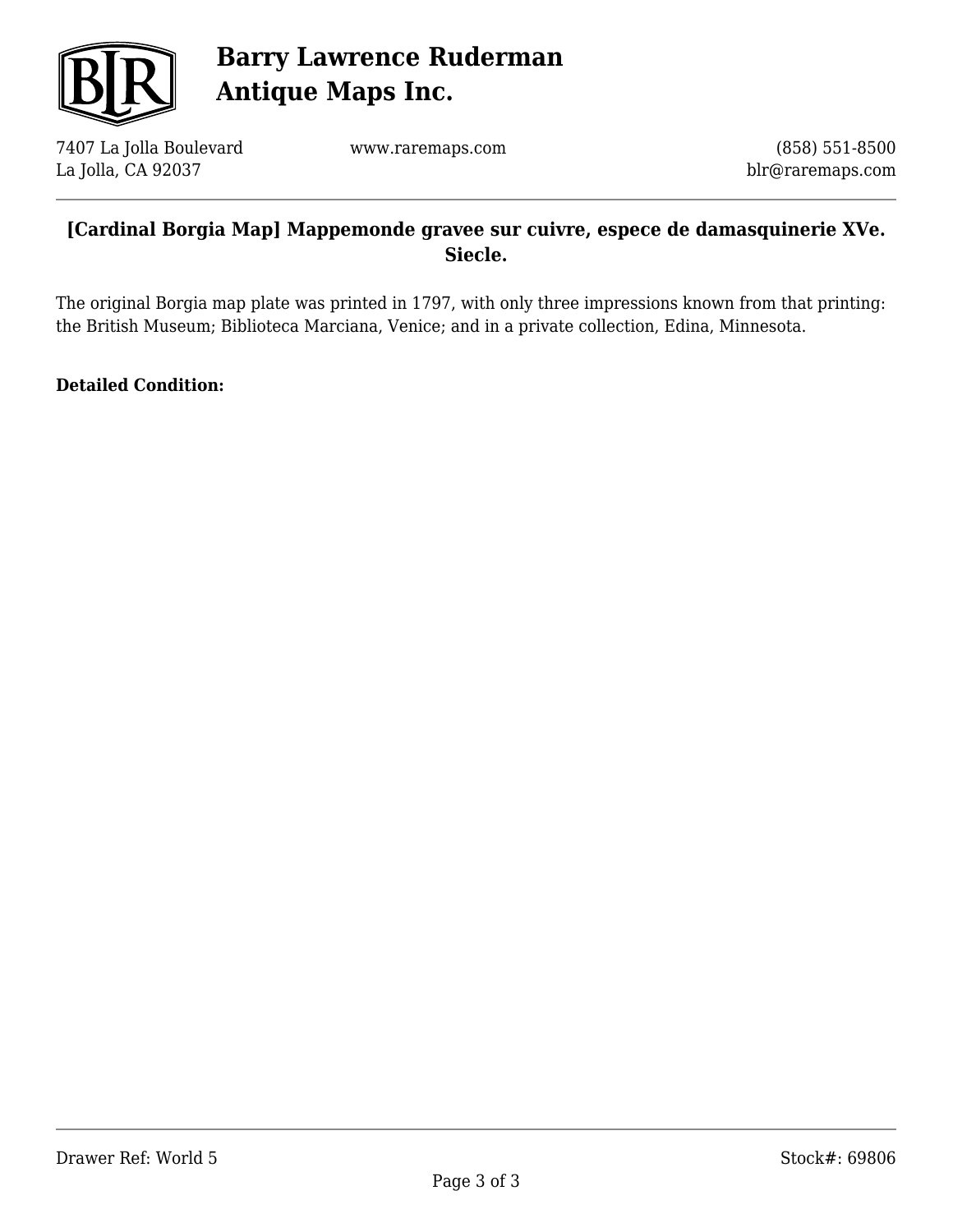**[Cardinal Borgia Map] Mappemonde gravee sur cuivre, espece de damasquinerie XVe. Siecle.**

The original Borgia map plate was printed in 1797, with only three impressions known from that printing: the British Museum; Biblioteca Marciana, Venice; and in a private collection, Edina, Minnesota.

**Detailed Condition:**